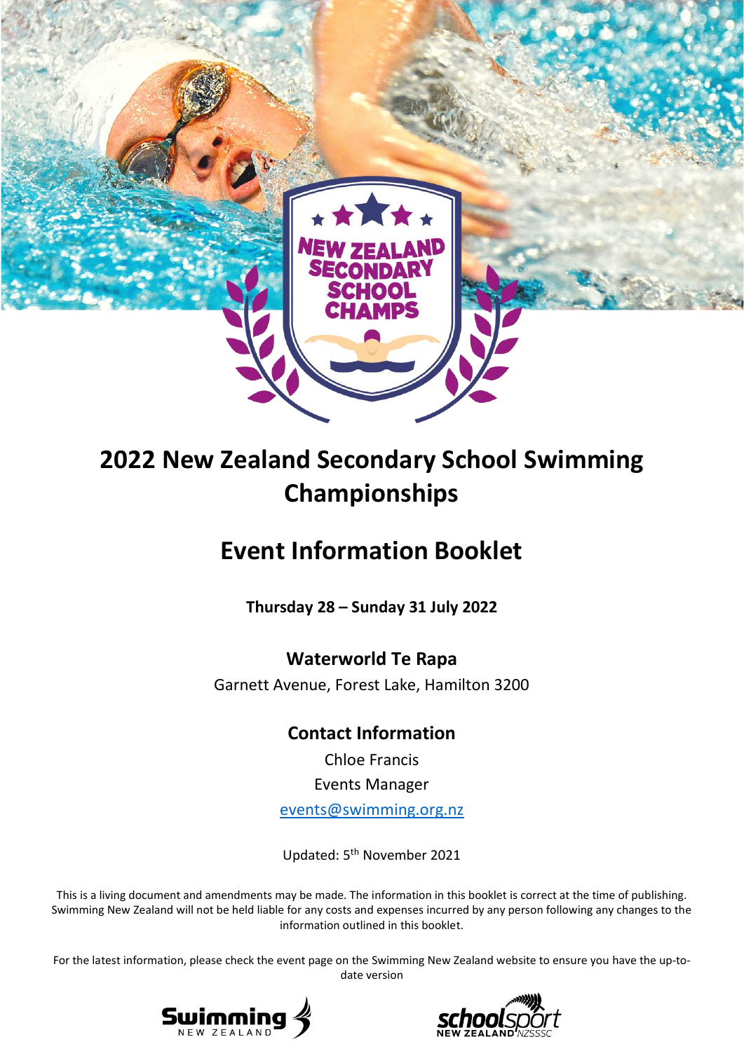# 2022 New Zealand Secondary School Swimming Championships

# Event Information Booklet

**Thursday 28 – Sunday 31 July 2022**

## Waterworld Te Rapa

Garnett Avenue, Forest Lake, Hamilton 3200

## Contact Information

Chloe Francis

Events Manager

events@swimming.org.nz

Updated: 5th November 2021

This is a living document and amendments may be made. The information in this booklet is correct at the time of publishing. Swimming New Zealand will not be held liable for any costs and expenses incurred by any person following any changes to the information outlined in this booklet.

For the latest information, please check the event page on the Swimming New Zealand website to ensure you have the up-to-date version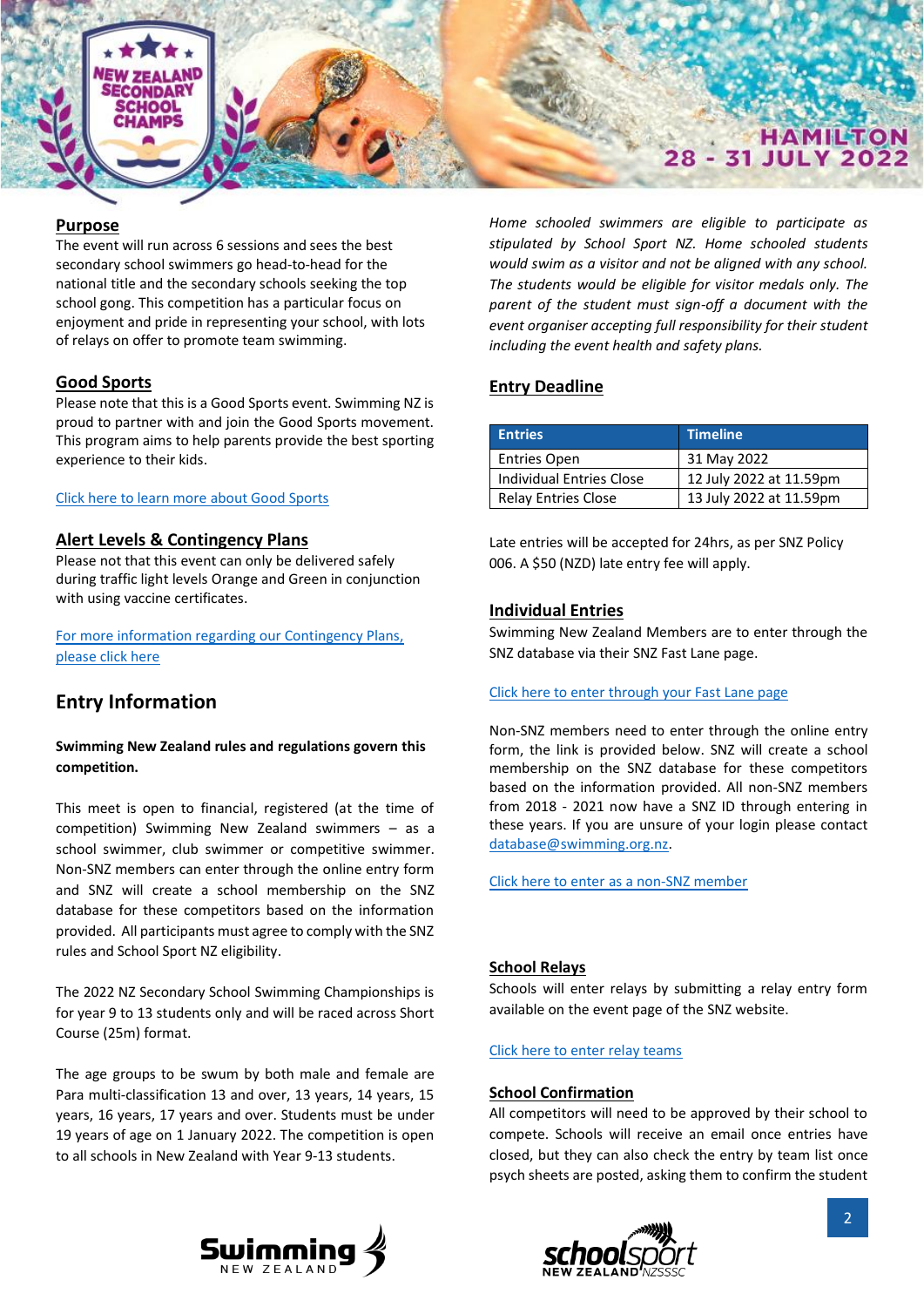## Purpose

The event will run across 6 sessions and sees the best secondary school swimmers go head-to-head for the national title and the secondary schools seeking the top school gong. This competition has a particular focus on enjoyment and pride in representing your school, with lots of relays on offer to promote team swimming.

## Good Sports

Please note that this is a Good Sports event. Swimming NZ is proud to partner with and join the Good Sports movement. This program aims to help parents provide the best sporting experience to their kids.

Click here to learn more about Good Sports

## Alert Levels & Contingency Plans

Please not that this event can only be delivered safely during traffic light levels Orange and Green in conjunction with using vaccine certificates.

For more information regarding our Contingency Plans, please click here

# Entry Information

**Swimming New Zealand rules and regulations govern this competition.**

This meet is open to financial, registered (at the time of competition) Swimming New Zealand swimmers – as a school swimmer, club swimmer or competitive swimmer. Non-SNZ members can enter through the online entry form and SNZ will create a school membership on the SNZ database for these competitors based on the information provided. All participants must agree to comply with the SNZ rules and School Sport NZ eligibility.

The 2022 NZ Secondary School Swimming Championships is for year 9 to 13 students only and will be raced across Short Course (25m) format.

The age groups to be swum by both male and female are Para multi-classification 13 and over, 13 years, 14 years, 15 years, 16 years, 17 years and over. Students must be under 19 years of age on 1 January 2022. The competition is open to all schools in New Zealand with Year 9-13 students.

*Home schooled swimmers are eligible to participate as stipulated by School Sport NZ. Home schooled students would swim as a visitor and not be aligned with any school. The students would be eligible for visitor medals only. The parent of the student must sign-off a document with the event organiser accepting full responsibility for their student including the event health and safety plans.*

## Entry Deadline

| Entries | Timeline |
| --- | --- |
| Entries Open | 31 May 2022 |
| Individual Entries Close | 12 July 2022 at 11.59pm |
| Relay Entries Close | 13 July 2022 at 11.59pm |

Late entries will be accepted for 24hrs, as per SNZ Policy 006. A $50 (NZD) late entry fee will apply.

## Individual Entries

Swimming New Zealand Members are to enter through the SNZ database via their SNZ Fast Lane page.

Click here to enter through your Fast Lane page

Non-SNZ members need to enter through the online entry form, the link is provided below. SNZ will create a school membership on the SNZ database for these competitors based on the information provided. All non-SNZ members from 2018 - 2021 now have a SNZ ID through entering in these years. If you are unsure of your login please contact database@swimming.org.nz.

Click here to enter as a non-SNZ member

## School Relays

Schools will enter relays by submitting a relay entry form available on the event page of the SNZ website.

Click here to enter relay teams

## School Confirmation

All competitors will need to be approved by their school to compete. Schools will receive an email once entries have closed, but they can also check the entry by team list once psych sheets are posted, asking them to confirm the student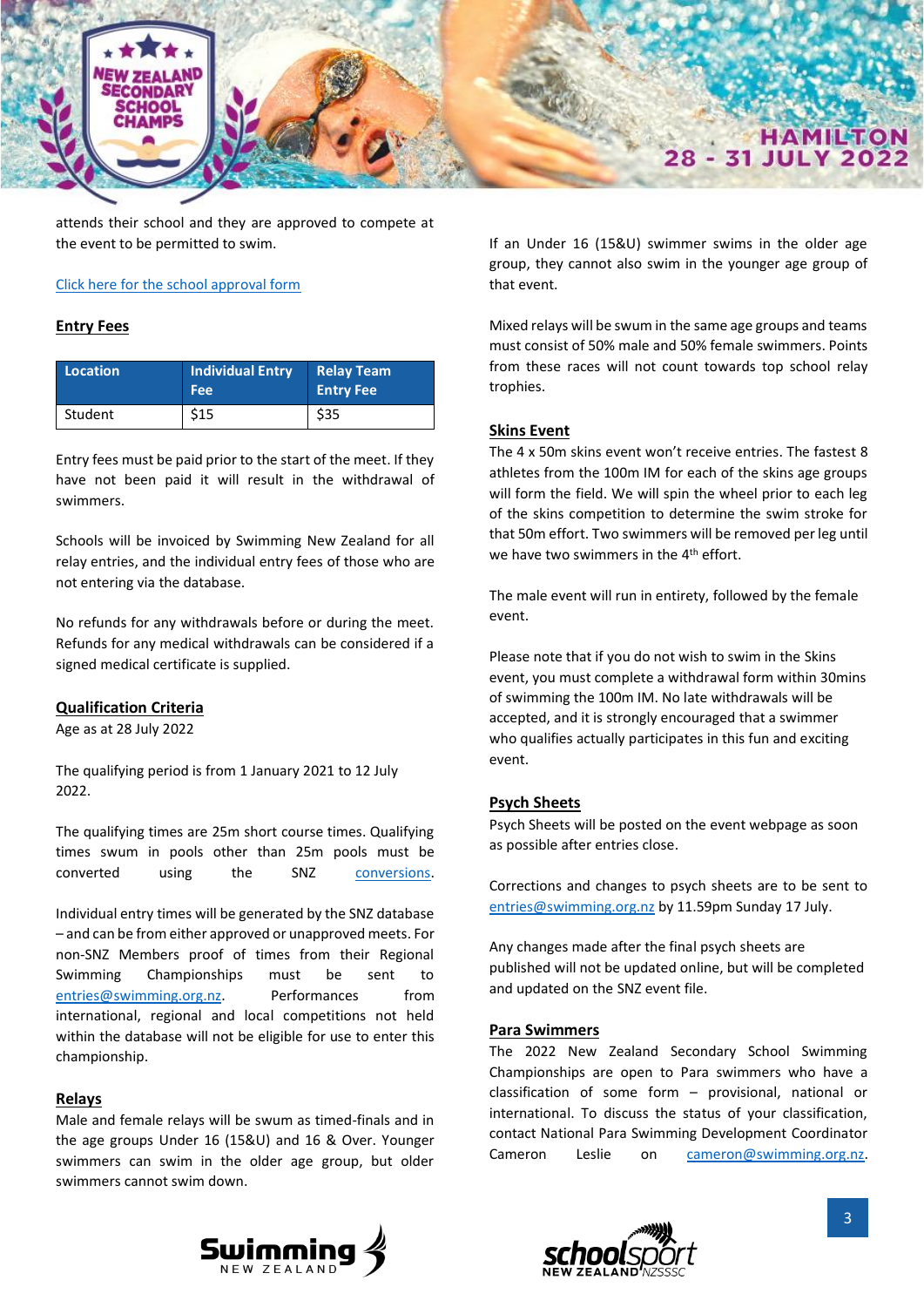attends their school and they are approved to compete at the event to be permitted to swim.

[Click here for the school approval form]

## Entry Fees

| Location | Individual Entry Fee | Relay Team Entry Fee |
| --- | --- | --- |
| Student | $15 | $35 |

Entry fees must be paid prior to the start of the meet. If they have not been paid it will result in the withdrawal of swimmers.

Schools will be invoiced by Swimming New Zealand for all relay entries, and the individual entry fees of those who are not entering via the database.

No refunds for any withdrawals before or during the meet. Refunds for any medical withdrawals can be considered if a signed medical certificate is supplied.

## Qualification Criteria

Age as at 28 July 2022

The qualifying period is from 1 January 2021 to 12 July 2022.

The qualifying times are 25m short course times. Qualifying times swum in pools other than 25m pools must be converted using the SNZ conversions.

Individual entry times will be generated by the SNZ database – and can be from either approved or unapproved meets. For non-SNZ Members proof of times from their Regional Swimming Championships must be sent to entries@swimming.org.nz. Performances from international, regional and local competitions not held within the database will not be eligible for use to enter this championship.

## Relays

Male and female relays will be swum as timed-finals and in the age groups Under 16 (15&U) and 16 & Over. Younger swimmers can swim in the older age group, but older swimmers cannot swim down.

If an Under 16 (15&U) swimmer swims in the older age group, they cannot also swim in the younger age group of that event.

Mixed relays will be swum in the same age groups and teams must consist of 50% male and 50% female swimmers. Points from these races will not count towards top school relay trophies.

## Skins Event

The 4 x 50m skins event won't receive entries. The fastest 8 athletes from the 100m IM for each of the skins age groups will form the field. We will spin the wheel prior to each leg of the skins competition to determine the swim stroke for that 50m effort. Two swimmers will be removed per leg until we have two swimmers in the 4th effort.

The male event will run in entirety, followed by the female event.

Please note that if you do not wish to swim in the Skins event, you must complete a withdrawal form within 30mins of swimming the 100m IM. No late withdrawals will be accepted, and it is strongly encouraged that a swimmer who qualifies actually participates in this fun and exciting event.

## Psych Sheets

Psych Sheets will be posted on the event webpage as soon as possible after entries close.

Corrections and changes to psych sheets are to be sent to entries@swimming.org.nz by 11.59pm Sunday 17 July.

Any changes made after the final psych sheets are published will not be updated online, but will be completed and updated on the SNZ event file.

## Para Swimmers

The 2022 New Zealand Secondary School Swimming Championships are open to Para swimmers who have a classification of some form – provisional, national or international. To discuss the status of your classification, contact National Para Swimming Development Coordinator Cameron Leslie on cameron@swimming.org.nz.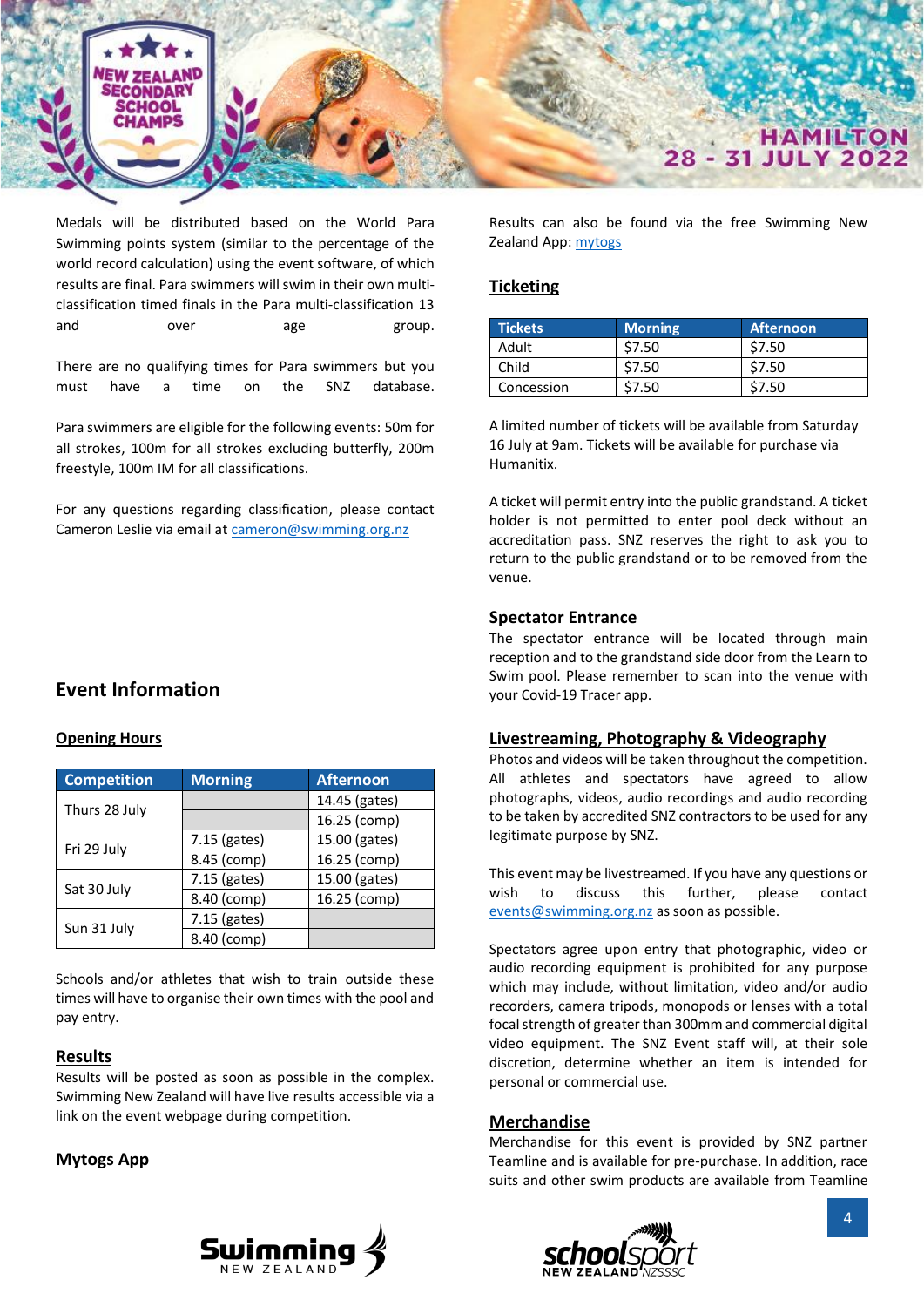Medals will be distributed based on the World Para Swimming points system (similar to the percentage of the world record calculation) using the event software, of which results are final. Para swimmers will swim in their own multi-classification timed finals in the Para multi-classification 13 and over age group.

There are no qualifying times for Para swimmers but you must have a time on the SNZ database.

Para swimmers are eligible for the following events: 50m for all strokes, 100m for all strokes excluding butterfly, 200m freestyle, 100m IM for all classifications.

For any questions regarding classification, please contact Cameron Leslie via email at cameron@swimming.org.nz

## Event Information

### Opening Hours

| Competition | Morning | Afternoon |
|---|---|---|
| Thurs 28 July | | 14.45 (gates) |
| | | 16.25 (comp) |
| Fri 29 July | 7.15 (gates) | 15.00 (gates) |
| | 8.45 (comp) | 16.25 (comp) |
| Sat 30 July | 7.15 (gates) | 15.00 (gates) |
| | 8.40 (comp) | 16.25 (comp) |
| Sun 31 July | 7.15 (gates) | |
| | 8.40 (comp) | |

Schools and/or athletes that wish to train outside these times will have to organise their own times with the pool and pay entry.

### Results

Results will be posted as soon as possible in the complex. Swimming New Zealand will have live results accessible via a link on the event webpage during competition.

### Mytogs App

Results can also be found via the free Swimming New Zealand App: mytogs

### Ticketing

| Tickets | Morning | Afternoon |
|---|---|---|
| Adult | $7.50 | $7.50 |
| Child | $7.50 | $7.50 |
| Concession | $7.50 | $7.50 |

A limited number of tickets will be available from Saturday 16 July at 9am. Tickets will be available for purchase via Humanitix.

A ticket will permit entry into the public grandstand. A ticket holder is not permitted to enter pool deck without an accreditation pass. SNZ reserves the right to ask you to return to the public grandstand or to be removed from the venue.

### Spectator Entrance

The spectator entrance will be located through main reception and to the grandstand side door from the Learn to Swim pool. Please remember to scan into the venue with your Covid-19 Tracer app.

### Livestreaming, Photography & Videography

Photos and videos will be taken throughout the competition. All athletes and spectators have agreed to allow photographs, videos, audio recordings and audio recording to be taken by accredited SNZ contractors to be used for any legitimate purpose by SNZ.

This event may be livestreamed. If you have any questions or wish to discuss this further, please contact events@swimming.org.nz as soon as possible.

Spectators agree upon entry that photographic, video or audio recording equipment is prohibited for any purpose which may include, without limitation, video and/or audio recorders, camera tripods, monopods or lenses with a total focal strength of greater than 300mm and commercial digital video equipment. The SNZ Event staff will, at their sole discretion, determine whether an item is intended for personal or commercial use.

### Merchandise

Merchandise for this event is provided by SNZ partner Teamline and is available for pre-purchase. In addition, race suits and other swim products are available from Teamline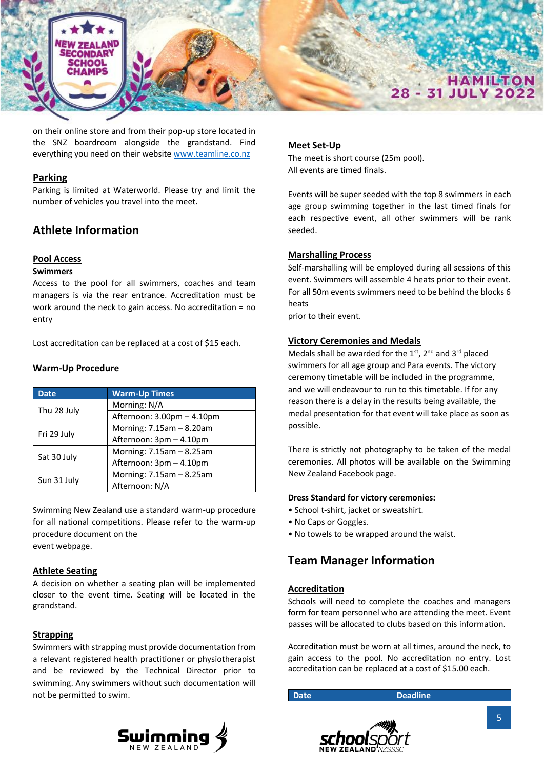on their online store and from their pop-up store located in the SNZ boardroom alongside the grandstand. Find everything you need on their website www.teamline.co.nz

### Parking

Parking is limited at Waterworld. Please try and limit the number of vehicles you travel into the meet.

## Athlete Information

### Pool Access

**Swimmers**

Access to the pool for all swimmers, coaches and team managers is via the rear entrance. Accreditation must be work around the neck to gain access. No accreditation = no entry

Lost accreditation can be replaced at a cost of $15 each.

### Warm-Up Procedure

| Date | Warm-Up Times |
|---|---|
| Thu 28 July | Morning: N/A |
| | Afternoon: 3.00pm – 4.10pm |
| Fri 29 July | Morning: 7.15am – 8.20am |
| | Afternoon: 3pm – 4.10pm |
| Sat 30 July | Morning: 7.15am – 8.25am |
| | Afternoon: 3pm – 4.10pm |
| Sun 31 July | Morning: 7.15am – 8.25am |
| | Afternoon: N/A |

Swimming New Zealand use a standard warm-up procedure for all national competitions. Please refer to the warm-up procedure document on the event webpage.

### Athlete Seating

A decision on whether a seating plan will be implemented closer to the event time. Seating will be located in the grandstand.

### Strapping

Swimmers with strapping must provide documentation from a relevant registered health practitioner or physiotherapist and be reviewed by the Technical Director prior to swimming. Any swimmers without such documentation will not be permitted to swim.

### Meet Set-Up

The meet is short course (25m pool).
All events are timed finals.

Events will be super seeded with the top 8 swimmers in each age group swimming together in the last timed finals for each respective event, all other swimmers will be rank seeded.

### Marshalling Process

Self-marshalling will be employed during all sessions of this event. Swimmers will assemble 4 heats prior to their event. For all 50m events swimmers need to be behind the blocks 6 heats prior to their event.

### Victory Ceremonies and Medals

Medals shall be awarded for the 1st, 2nd and 3rd placed swimmers for all age group and Para events. The victory ceremony timetable will be included in the programme, and we will endeavour to run to this timetable. If for any reason there is a delay in the results being available, the medal presentation for that event will take place as soon as possible.

There is strictly not photography to be taken of the medal ceremonies. All photos will be available on the Swimming New Zealand Facebook page.

**Dress Standard for victory ceremonies:**

- School t-shirt, jacket or sweatshirt.
- No Caps or Goggles.
- No towels to be wrapped around the waist.

## Team Manager Information

### Accreditation

Schools will need to complete the coaches and managers form for team personnel who are attending the meet. Event passes will be allocated to clubs based on this information.

Accreditation must be worn at all times, around the neck, to gain access to the pool. No accreditation no entry. Lost accreditation can be replaced at a cost of $15.00 each.

| Date | Deadline |
|---|---|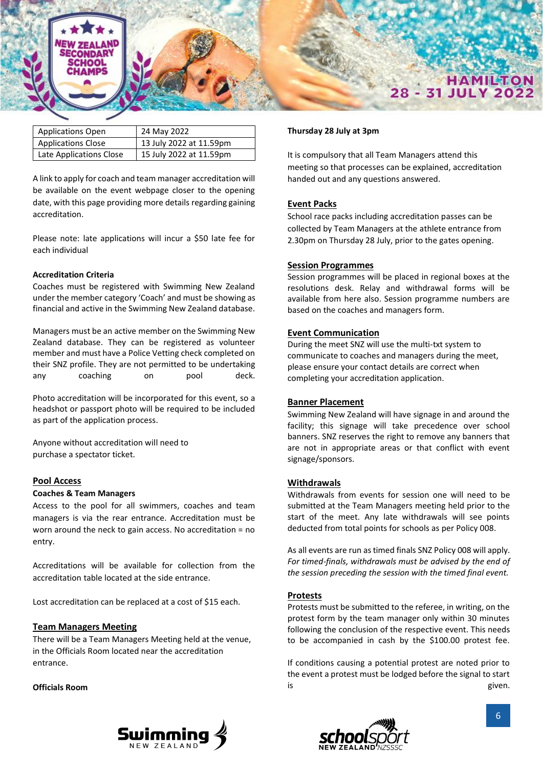| Applications Open | 24 May 2022 |
|---|---|
| Applications Close | 13 July 2022 at 11.59pm |
| Late Applications Close | 15 July 2022 at 11.59pm |

A link to apply for coach and team manager accreditation will be available on the event webpage closer to the opening date, with this page providing more details regarding gaining accreditation.

Please note: late applications will incur a $50 late fee for each individual

**Accreditation Criteria**

Coaches must be registered with Swimming New Zealand under the member category 'Coach' and must be showing as financial and active in the Swimming New Zealand database.

Managers must be an active member on the Swimming New Zealand database. They can be registered as volunteer member and must have a Police Vetting check completed on their SNZ profile. They are not permitted to be undertaking any coaching on pool deck.

Photo accreditation will be incorporated for this event, so a headshot or passport photo will be required to be included as part of the application process.

Anyone without accreditation will need to purchase a spectator ticket.

## Pool Access

**Coaches & Team Managers**

Access to the pool for all swimmers, coaches and team managers is via the rear entrance. Accreditation must be worn around the neck to gain access. No accreditation = no entry.

Accreditations will be available for collection from the accreditation table located at the side entrance.

Lost accreditation can be replaced at a cost of $15 each.

## Team Managers Meeting

There will be a Team Managers Meeting held at the venue, in the Officials Room located near the accreditation entrance.

**Officials Room**

**Thursday 28 July at 3pm**

It is compulsory that all Team Managers attend this meeting so that processes can be explained, accreditation handed out and any questions answered.

## Event Packs

School race packs including accreditation passes can be collected by Team Managers at the athlete entrance from 2.30pm on Thursday 28 July, prior to the gates opening.

## Session Programmes

Session programmes will be placed in regional boxes at the resolutions desk. Relay and withdrawal forms will be available from here also. Session programme numbers are based on the coaches and managers form.

## Event Communication

During the meet SNZ will use the multi-txt system to communicate to coaches and managers during the meet, please ensure your contact details are correct when completing your accreditation application.

## Banner Placement

Swimming New Zealand will have signage in and around the facility; this signage will take precedence over school banners. SNZ reserves the right to remove any banners that are not in appropriate areas or that conflict with event signage/sponsors.

## Withdrawals

Withdrawals from events for session one will need to be submitted at the Team Managers meeting held prior to the start of the meet. Any late withdrawals will see points deducted from total points for schools as per Policy 008.

As all events are run as timed finals SNZ Policy 008 will apply. *For timed-finals, withdrawals must be advised by the end of the session preceding the session with the timed final event.*

## Protests

Protests must be submitted to the referee, in writing, on the protest form by the team manager only within 30 minutes following the conclusion of the respective event. This needs to be accompanied in cash by the $100.00 protest fee.

If conditions causing a potential protest are noted prior to the event a protest must be lodged before the signal to start is given.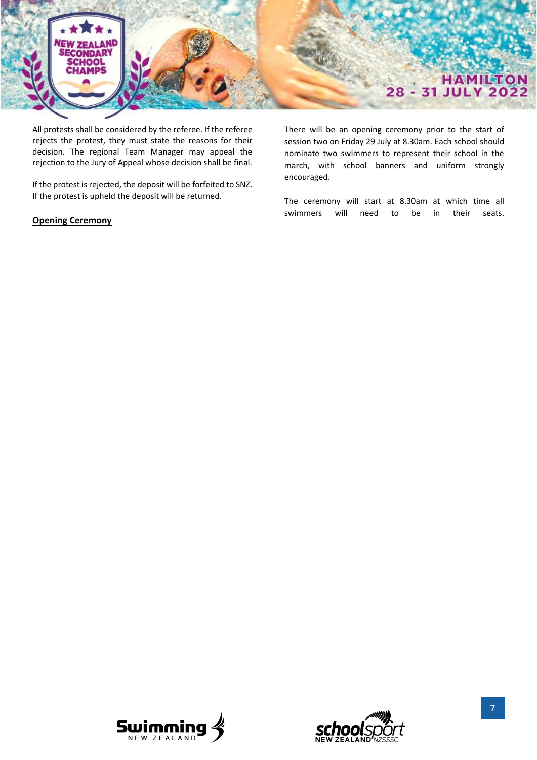All protests shall be considered by the referee. If the referee rejects the protest, they must state the reasons for their decision. The regional Team Manager may appeal the rejection to the Jury of Appeal whose decision shall be final.

If the protest is rejected, the deposit will be forfeited to SNZ. If the protest is upheld the deposit will be returned.

**Opening Ceremony**

There will be an opening ceremony prior to the start of session two on Friday 29 July at 8.30am. Each school should nominate two swimmers to represent their school in the march, with school banners and uniform strongly encouraged.

The ceremony will start at 8.30am at which time all swimmers will need to be in their seats.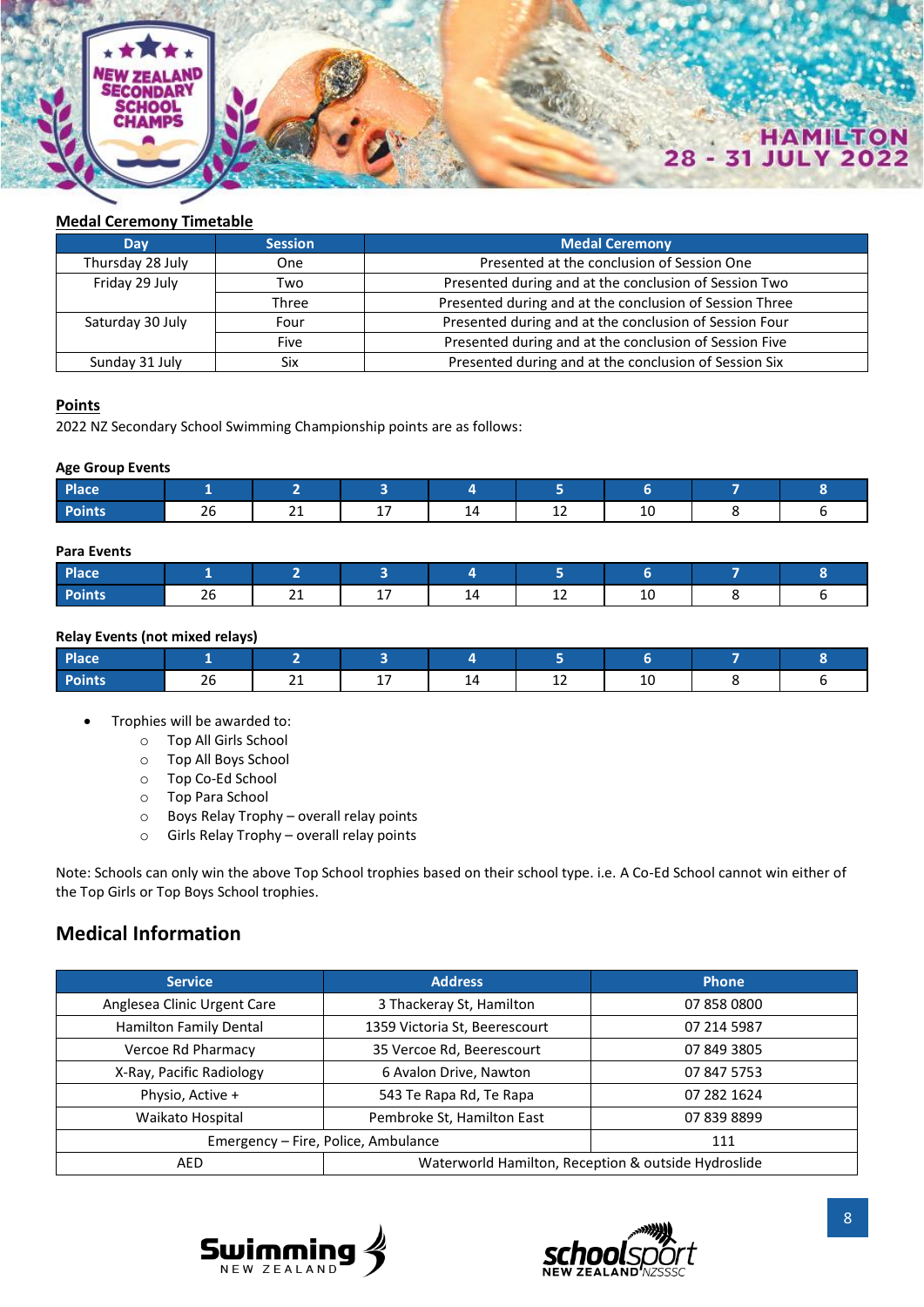## Medal Ceremony Timetable

| Day | Session | Medal Ceremony |
|---|---|---|
| Thursday 28 July | One | Presented at the conclusion of Session One |
| Friday 29 July | Two | Presented during and at the conclusion of Session Two |
| | Three | Presented during and at the conclusion of Session Three |
| Saturday 30 July | Four | Presented during and at the conclusion of Session Four |
| | Five | Presented during and at the conclusion of Session Five |
| Sunday 31 July | Six | Presented during and at the conclusion of Session Six |

## Points

2022 NZ Secondary School Swimming Championship points are as follows:

**Age Group Events**

| Place | 1 | 2 | 3 | 4 | 5 | 6 | 7 | 8 |
|---|---|---|---|---|---|---|---|---|
| Points | 26 | 21 | 17 | 14 | 12 | 10 | 8 | 6 |

**Para Events**

| Place | 1 | 2 | 3 | 4 | 5 | 6 | 7 | 8 |
|---|---|---|---|---|---|---|---|---|
| Points | 26 | 21 | 17 | 14 | 12 | 10 | 8 | 6 |

**Relay Events (not mixed relays)**

| Place | 1 | 2 | 3 | 4 | 5 | 6 | 7 | 8 |
|---|---|---|---|---|---|---|---|---|
| Points | 26 | 21 | 17 | 14 | 12 | 10 | 8 | 6 |

- Trophies will be awarded to:
  - Top All Girls School
  - Top All Boys School
  - Top Co-Ed School
  - Top Para School
  - Boys Relay Trophy – overall relay points
  - Girls Relay Trophy – overall relay points

Note: Schools can only win the above Top School trophies based on their school type. i.e. A Co-Ed School cannot win either of the Top Girls or Top Boys School trophies.

## Medical Information

| Service | Address | Phone |
|---|---|---|
| Anglesea Clinic Urgent Care | 3 Thackeray St, Hamilton | 07 858 0800 |
| Hamilton Family Dental | 1359 Victoria St, Beerescourt | 07 214 5987 |
| Vercoe Rd Pharmacy | 35 Vercoe Rd, Beerescourt | 07 849 3805 |
| X-Ray, Pacific Radiology | 6 Avalon Drive, Nawton | 07 847 5753 |
| Physio, Active + | 543 Te Rapa Rd, Te Rapa | 07 282 1624 |
| Waikato Hospital | Pembroke St, Hamilton East | 07 839 8899 |
| Emergency – Fire, Police, Ambulance | | 111 |
| AED | Waterworld Hamilton, Reception & outside Hydroslide | |